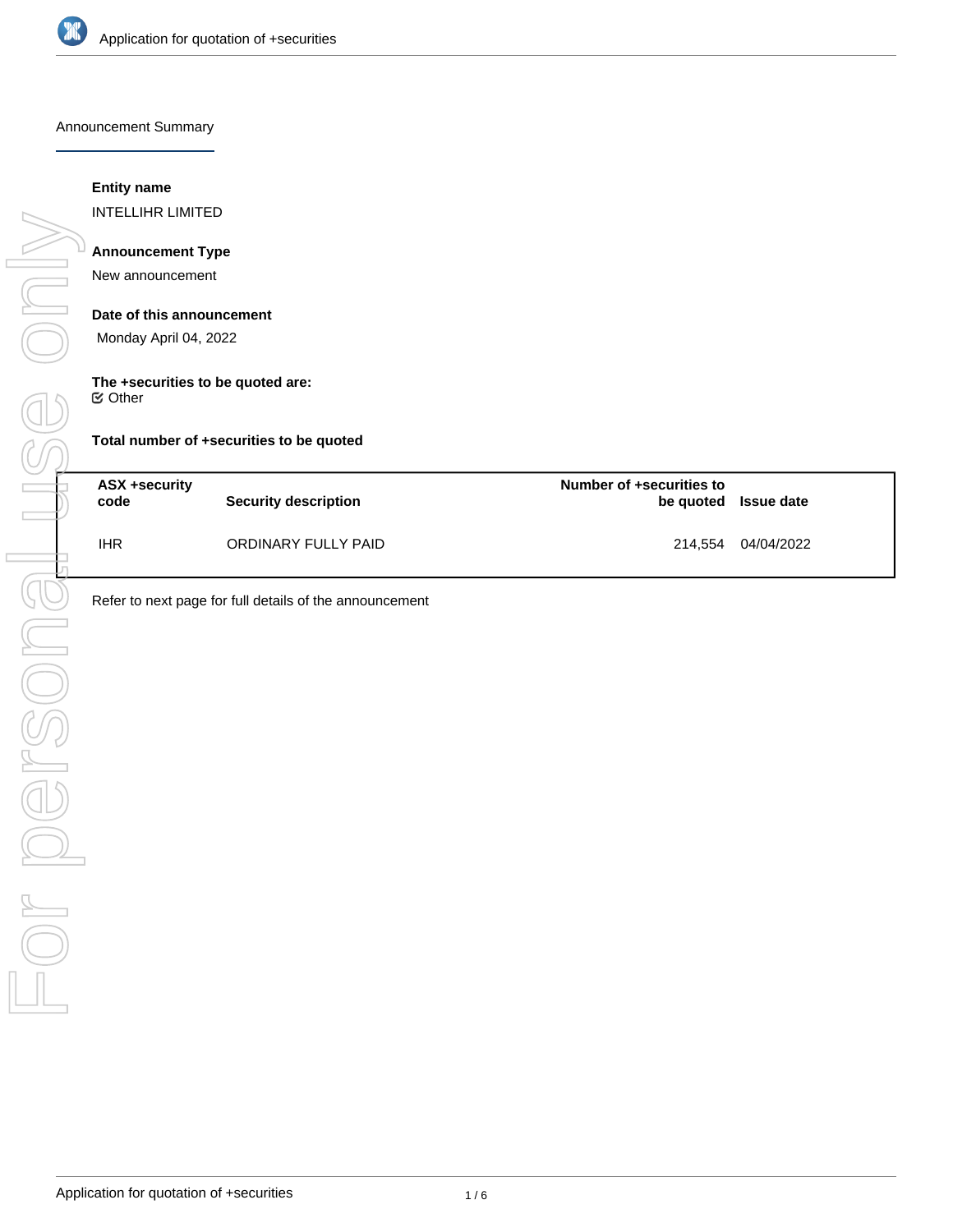## Announcement Summary

**Entity name**

INTELLIHR LIMITED

**Announcement Type**

New announcement

**Date of this announcement**

Monday April 04, 2022

**The +securities to be quoted are:**

☑ Other

**Total number of +securities to be quoted**

| ASX +security code | Security description | Number of +securities to be quoted | Issue date |
|---|---|---|---|
| IHR | ORDINARY FULLY PAID | 214,554 | 04/04/2022 |

Refer to next page for full details of the announcement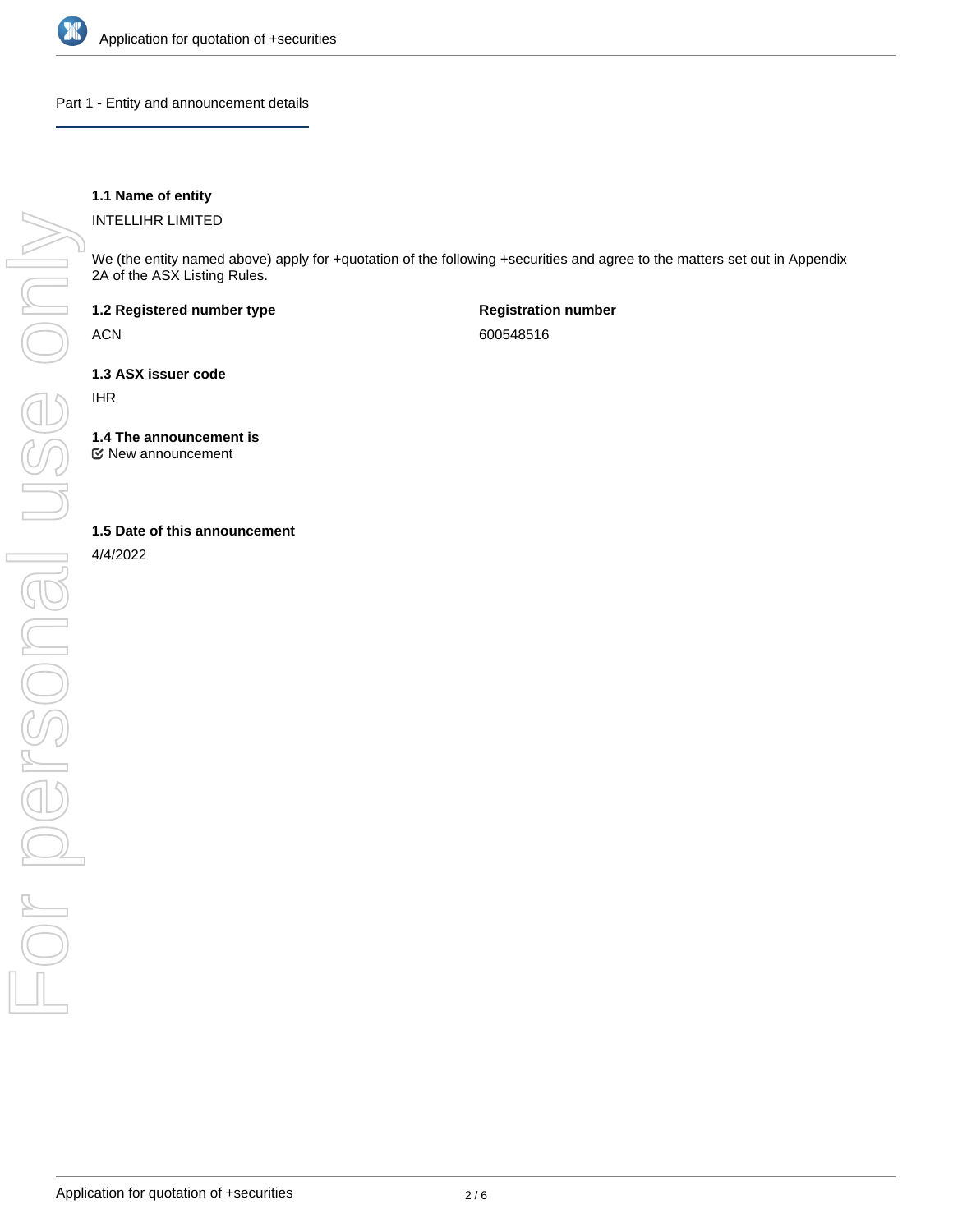## Part 1 - Entity and announcement details

**1.1 Name of entity**

INTELLIHR LIMITED

We (the entity named above) apply for +quotation of the following +securities and agree to the matters set out in Appendix 2A of the ASX Listing Rules.

**1.2 Registered number type**

ACN

**Registration number**

600548516

**1.3 ASX issuer code**

IHR

**1.4 The announcement is**

☑ New announcement

**1.5 Date of this announcement**

4/4/2022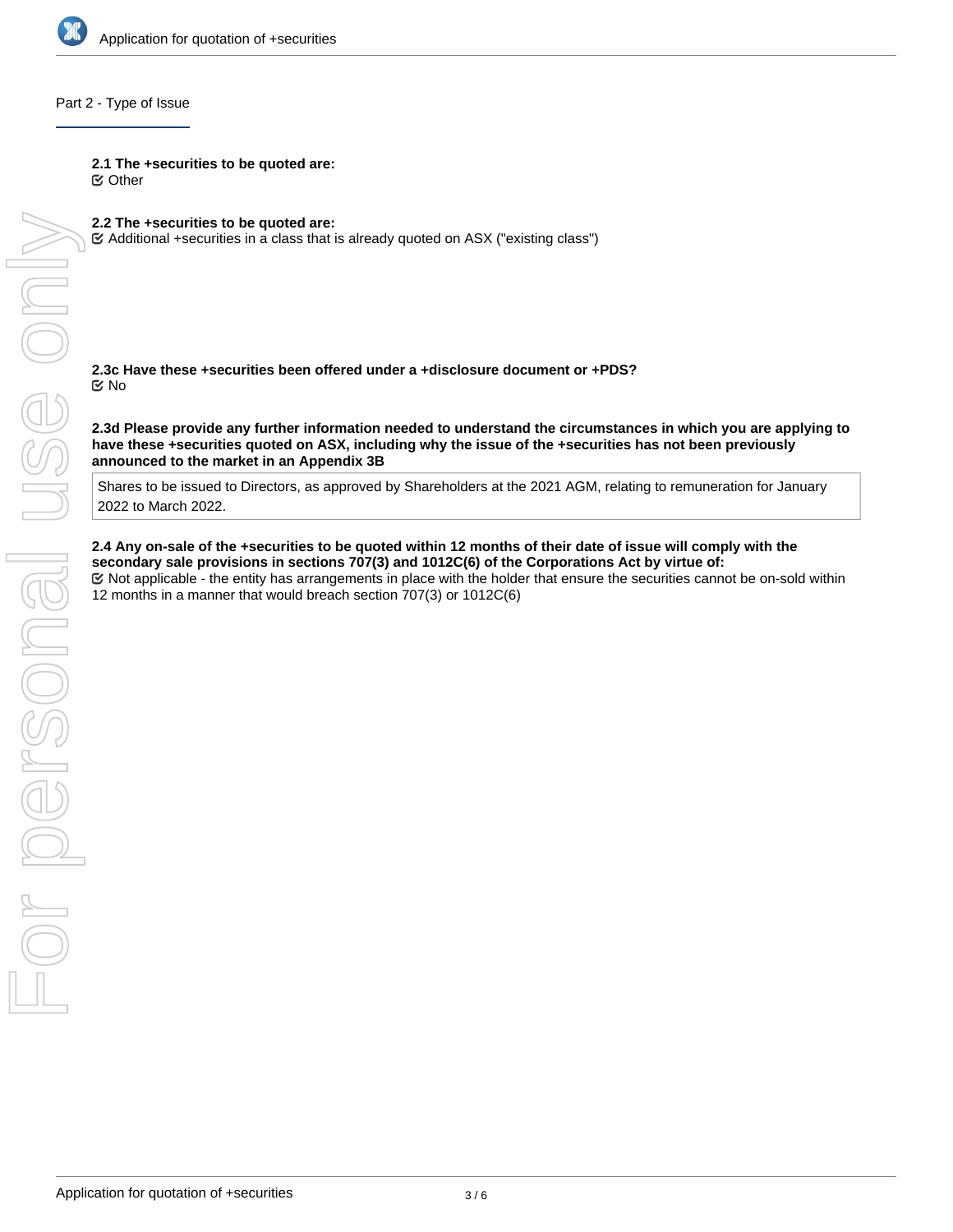## Part 2 - Type of Issue

**2.1 The +securities to be quoted are:**

☑ Other

**2.2 The +securities to be quoted are:**

☑ Additional +securities in a class that is already quoted on ASX ("existing class")

**2.3c Have these +securities been offered under a +disclosure document or +PDS?**

☑ No

**2.3d Please provide any further information needed to understand the circumstances in which you are applying to have these +securities quoted on ASX, including why the issue of the +securities has not been previously announced to the market in an Appendix 3B**

Shares to be issued to Directors, as approved by Shareholders at the 2021 AGM, relating to remuneration for January 2022 to March 2022.

**2.4 Any on-sale of the +securities to be quoted within 12 months of their date of issue will comply with the secondary sale provisions in sections 707(3) and 1012C(6) of the Corporations Act by virtue of:**

☑ Not applicable - the entity has arrangements in place with the holder that ensure the securities cannot be on-sold within 12 months in a manner that would breach section 707(3) or 1012C(6)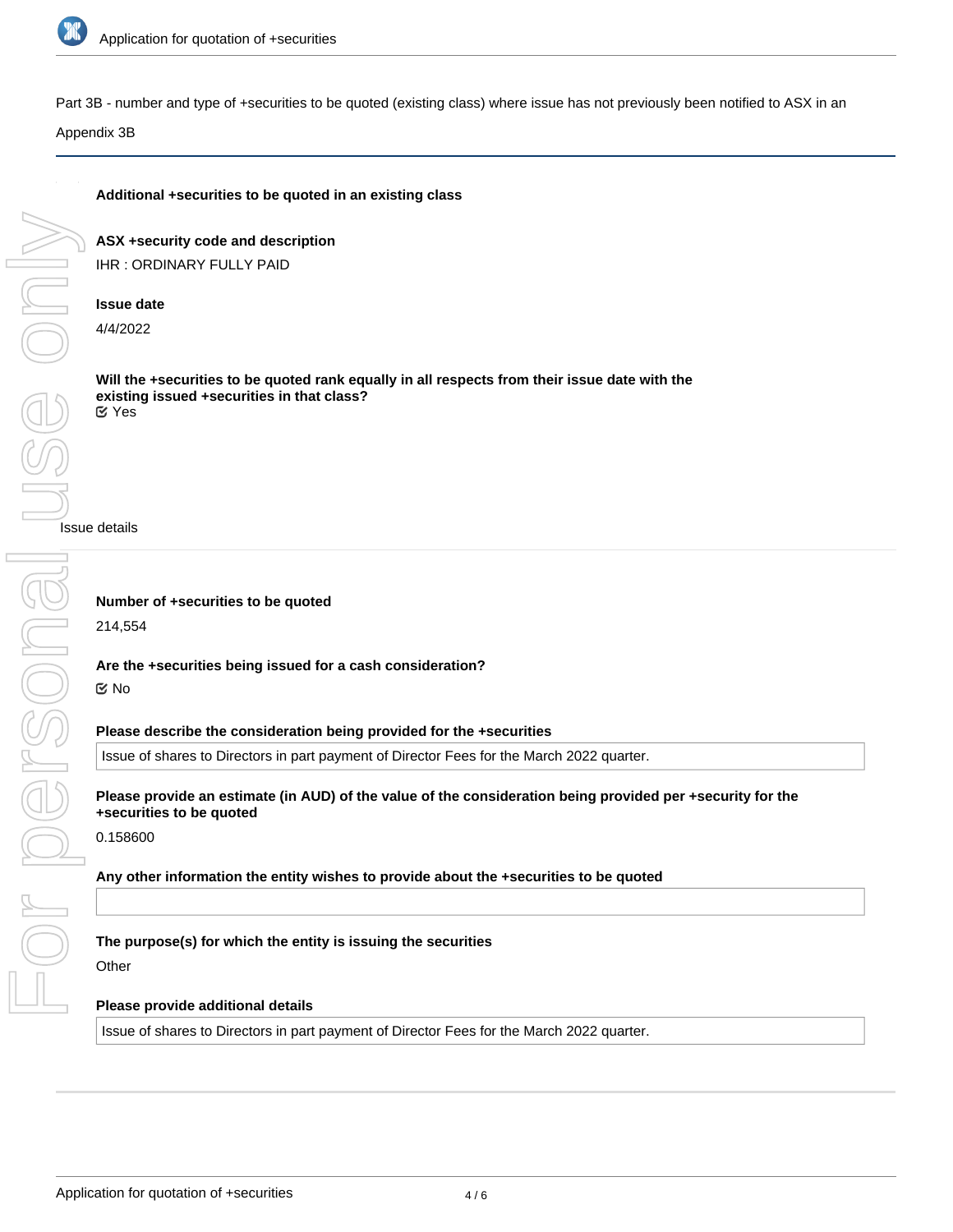Part 3B - number and type of +securities to be quoted (existing class) where issue has not previously been notified to ASX in an Appendix 3B

**Additional +securities to be quoted in an existing class**

**ASX +security code and description**

IHR : ORDINARY FULLY PAID

**Issue date**

4/4/2022

**Will the +securities to be quoted rank equally in all respects from their issue date with the existing issued +securities in that class?**

☑ Yes

Issue details

**Number of +securities to be quoted**

214,554

**Are the +securities being issued for a cash consideration?**

☑ No

**Please describe the consideration being provided for the +securities**

Issue of shares to Directors in part payment of Director Fees for the March 2022 quarter.

**Please provide an estimate (in AUD) of the value of the consideration being provided per +security for the +securities to be quoted**

0.158600

**Any other information the entity wishes to provide about the +securities to be quoted**

**The purpose(s) for which the entity is issuing the securities**

Other

**Please provide additional details**

Issue of shares to Directors in part payment of Director Fees for the March 2022 quarter.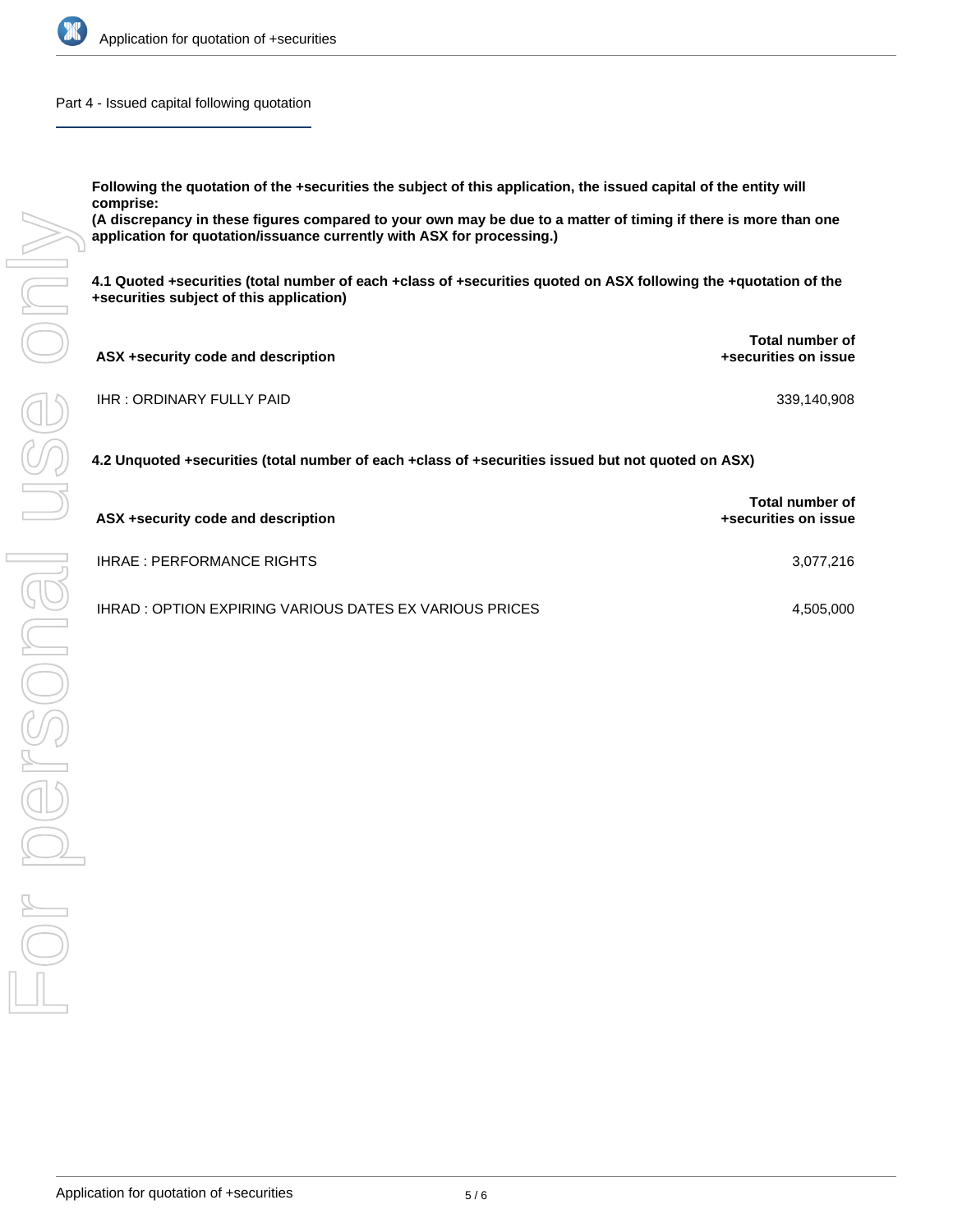## Part 4 - Issued capital following quotation

**Following the quotation of the +securities the subject of this application, the issued capital of the entity will comprise:**
**(A discrepancy in these figures compared to your own may be due to a matter of timing if there is more than one application for quotation/issuance currently with ASX for processing.)**

**4.1 Quoted +securities (total number of each +class of +securities quoted on ASX following the +quotation of the +securities subject of this application)**

| ASX +security code and description | Total number of +securities on issue |
|---|---|
| IHR : ORDINARY FULLY PAID | 339,140,908 |

**4.2 Unquoted +securities (total number of each +class of +securities issued but not quoted on ASX)**

| ASX +security code and description | Total number of +securities on issue |
|---|---|
| IHRAE : PERFORMANCE RIGHTS | 3,077,216 |
| IHRAD : OPTION EXPIRING VARIOUS DATES EX VARIOUS PRICES | 4,505,000 |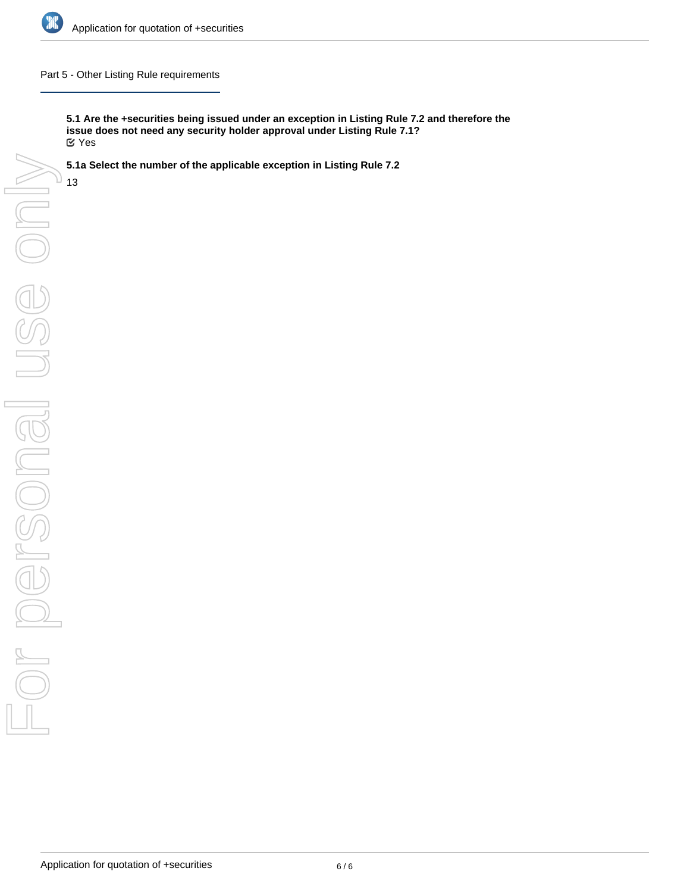## Part 5 - Other Listing Rule requirements

**5.1 Are the +securities being issued under an exception in Listing Rule 7.2 and therefore the issue does not need any security holder approval under Listing Rule 7.1?**

☑ Yes

**5.1a Select the number of the applicable exception in Listing Rule 7.2**

13